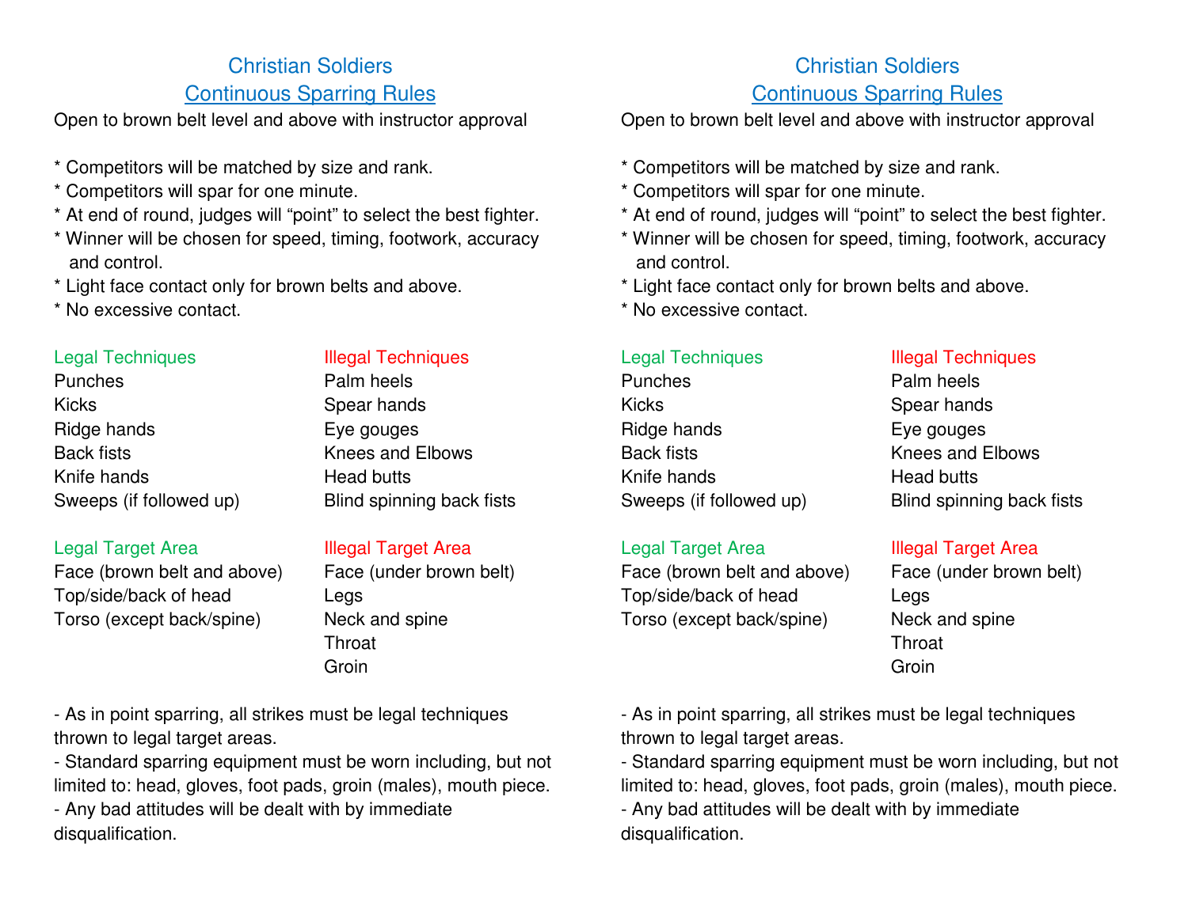# Christian Soldiers

## Continuous Sparring Rules

Open to brown belt level and above with instructor approval

* Competitors will be matched by size and rank.
* Competitors will spar for one minute.
* At end of round, judges will “point” to select the best fighter.
* Winner will be chosen for speed, timing, footwork, accuracy and control.
* Light face contact only for brown belts and above.
* No excessive contact.

| Legal Techniques | Illegal Techniques |
| --- | --- |
| Punches | Palm heels |
| Kicks | Spear hands |
| Ridge hands | Eye gouges |
| Back fists | Knees and Elbows |
| Knife hands | Head butts |
| Sweeps (if followed up) | Blind spinning back fists |

| Legal Target Area | Illegal Target Area |
| --- | --- |
| Face (brown belt and above) | Face (under brown belt) |
| Top/side/back of head | Legs |
| Torso (except back/spine) | Neck and spine |
| | Throat |
| | Groin |

- As in point sparring, all strikes must be legal techniques thrown to legal target areas.
- Standard sparring equipment must be worn including, but not limited to: head, gloves, foot pads, groin (males), mouth piece.
- Any bad attitudes will be dealt with by immediate disqualification.

# Christian Soldiers

## Continuous Sparring Rules

Open to brown belt level and above with instructor approval

* Competitors will be matched by size and rank.
* Competitors will spar for one minute.
* At end of round, judges will “point” to select the best fighter.
* Winner will be chosen for speed, timing, footwork, accuracy and control.
* Light face contact only for brown belts and above.
* No excessive contact.

| Legal Techniques | Illegal Techniques |
| --- | --- |
| Punches | Palm heels |
| Kicks | Spear hands |
| Ridge hands | Eye gouges |
| Back fists | Knees and Elbows |
| Knife hands | Head butts |
| Sweeps (if followed up) | Blind spinning back fists |

| Legal Target Area | Illegal Target Area |
| --- | --- |
| Face (brown belt and above) | Face (under brown belt) |
| Top/side/back of head | Legs |
| Torso (except back/spine) | Neck and spine |
| | Throat |
| | Groin |

- As in point sparring, all strikes must be legal techniques thrown to legal target areas.
- Standard sparring equipment must be worn including, but not limited to: head, gloves, foot pads, groin (males), mouth piece.
- Any bad attitudes will be dealt with by immediate disqualification.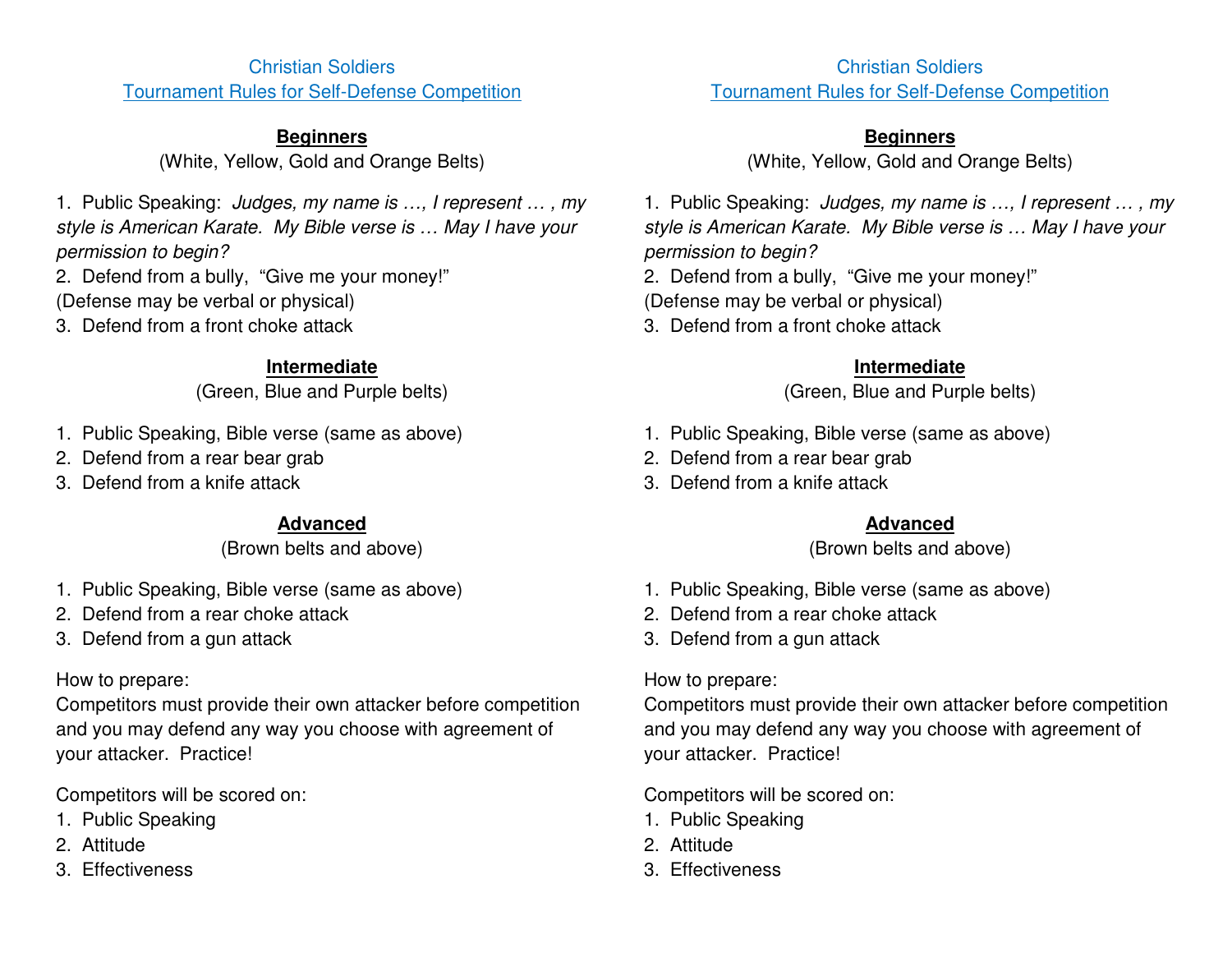Christian Soldiers

Tournament Rules for Self-Defense Competition

**Beginners**

(White, Yellow, Gold and Orange Belts)

1. Public Speaking: *Judges, my name is …, I represent … , my style is American Karate. My Bible verse is … May I have your permission to begin?*
2. Defend from a bully, "Give me your money!"
(Defense may be verbal or physical)
3. Defend from a front choke attack

**Intermediate**

(Green, Blue and Purple belts)

1. Public Speaking, Bible verse (same as above)
2. Defend from a rear bear grab
3. Defend from a knife attack

**Advanced**

(Brown belts and above)

1. Public Speaking, Bible verse (same as above)
2. Defend from a rear choke attack
3. Defend from a gun attack

How to prepare:
Competitors must provide their own attacker before competition and you may defend any way you choose with agreement of your attacker. Practice!

Competitors will be scored on:
1. Public Speaking
2. Attitude
3. Effectiveness

Christian Soldiers

Tournament Rules for Self-Defense Competition

**Beginners**

(White, Yellow, Gold and Orange Belts)

1. Public Speaking: *Judges, my name is …, I represent … , my style is American Karate. My Bible verse is … May I have your permission to begin?*
2. Defend from a bully, "Give me your money!"
(Defense may be verbal or physical)
3. Defend from a front choke attack

**Intermediate**

(Green, Blue and Purple belts)

1. Public Speaking, Bible verse (same as above)
2. Defend from a rear bear grab
3. Defend from a knife attack

**Advanced**

(Brown belts and above)

1. Public Speaking, Bible verse (same as above)
2. Defend from a rear choke attack
3. Defend from a gun attack

How to prepare:
Competitors must provide their own attacker before competition and you may defend any way you choose with agreement of your attacker. Practice!

Competitors will be scored on:
1. Public Speaking
2. Attitude
3. Effectiveness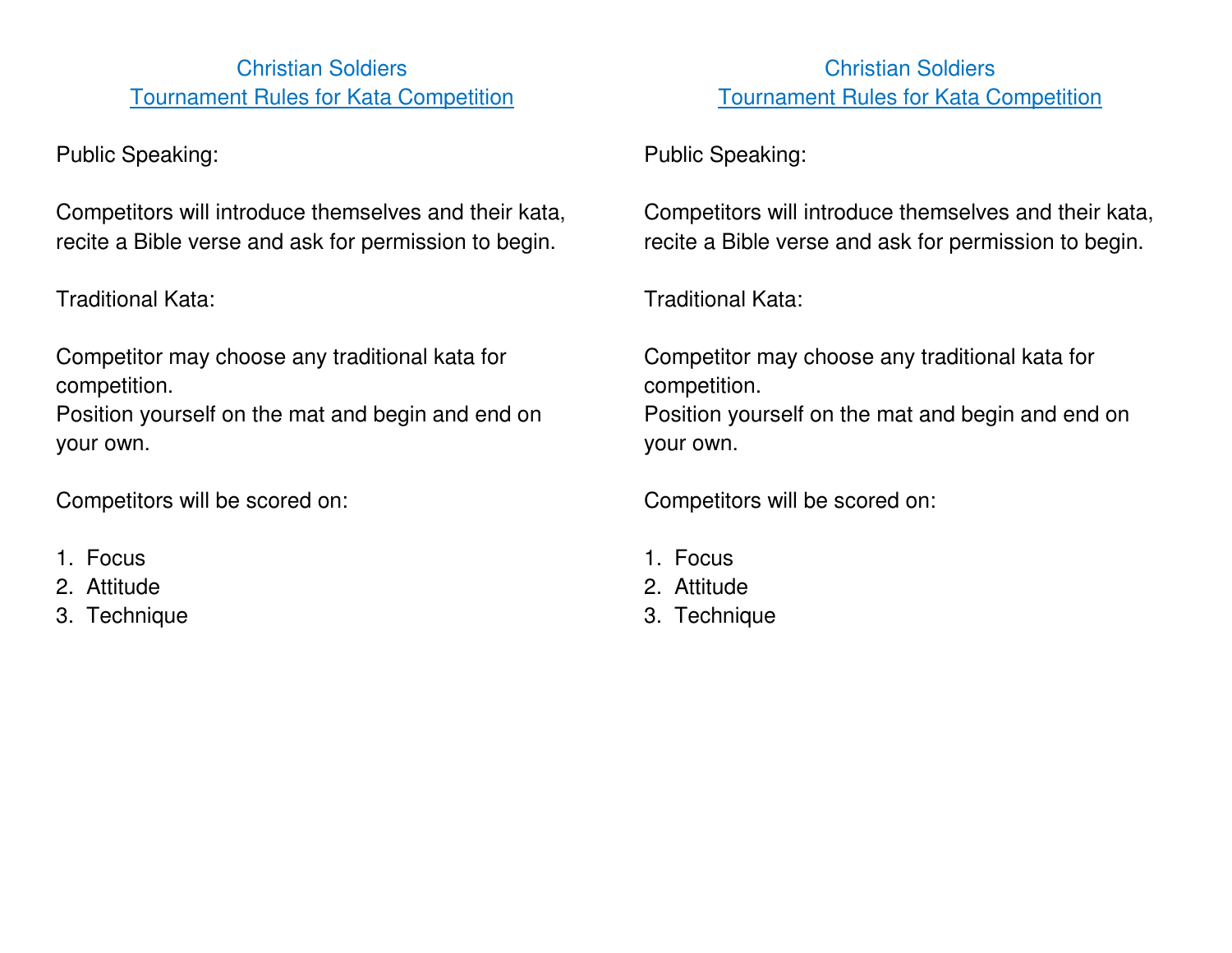Christian Soldiers

Tournament Rules for Kata Competition

Public Speaking:

Competitors will introduce themselves and their kata, recite a Bible verse and ask for permission to begin.

Traditional Kata:

Competitor may choose any traditional kata for competition.
Position yourself on the mat and begin and end on your own.

Competitors will be scored on:

1. Focus
2. Attitude
3. Technique

Christian Soldiers

Tournament Rules for Kata Competition

Public Speaking:

Competitors will introduce themselves and their kata, recite a Bible verse and ask for permission to begin.

Traditional Kata:

Competitor may choose any traditional kata for competition.
Position yourself on the mat and begin and end on your own.

Competitors will be scored on:

1. Focus
2. Attitude
3. Technique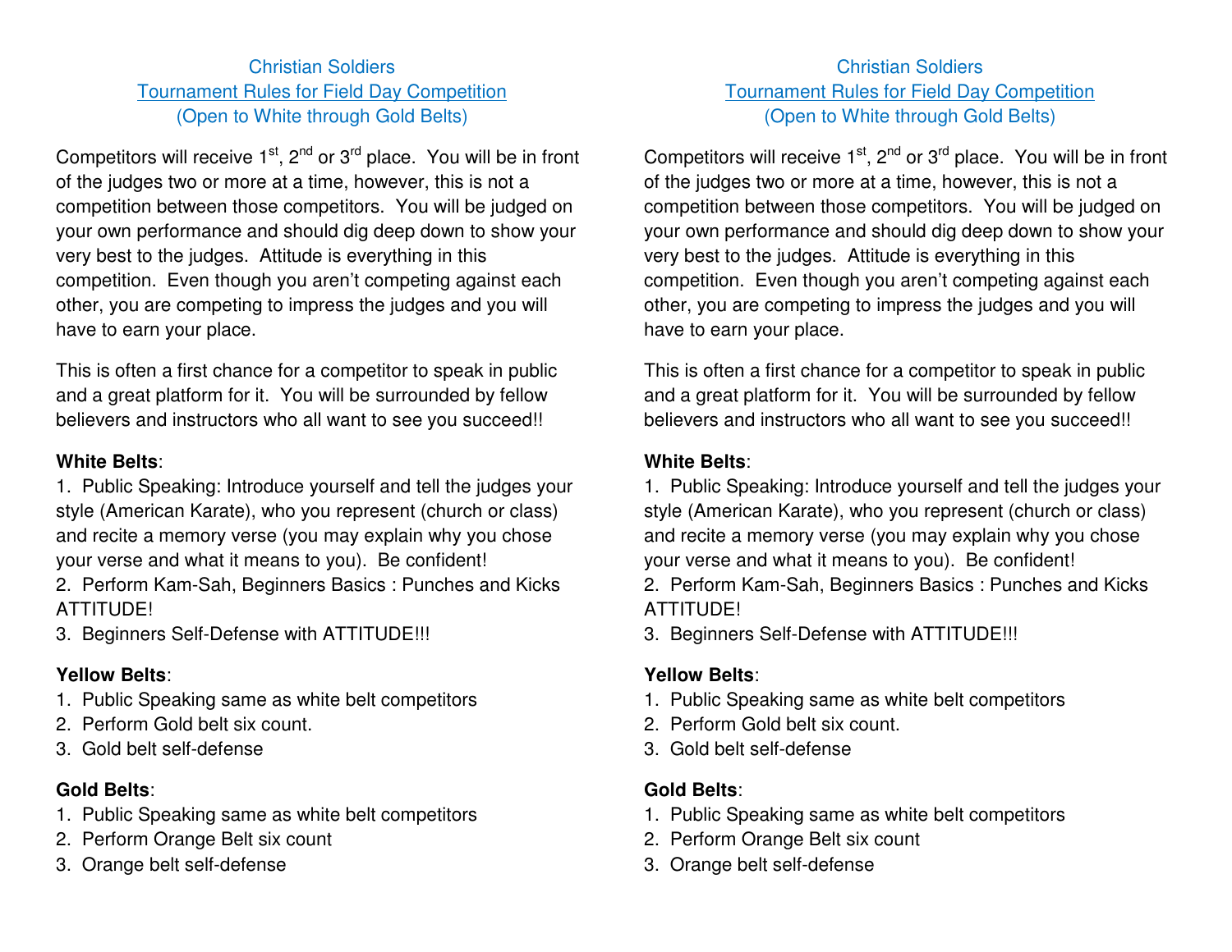Christian Soldiers

Tournament Rules for Field Day Competition

(Open to White through Gold Belts)

Competitors will receive 1st, 2nd or 3rd place. You will be in front of the judges two or more at a time, however, this is not a competition between those competitors. You will be judged on your own performance and should dig deep down to show your very best to the judges. Attitude is everything in this competition. Even though you aren't competing against each other, you are competing to impress the judges and you will have to earn your place.

This is often a first chance for a competitor to speak in public and a great platform for it. You will be surrounded by fellow believers and instructors who all want to see you succeed!!

**White Belts**:
1. Public Speaking: Introduce yourself and tell the judges your style (American Karate), who you represent (church or class) and recite a memory verse (you may explain why you chose your verse and what it means to you). Be confident!
2. Perform Kam-Sah, Beginners Basics : Punches and Kicks ATTITUDE!
3. Beginners Self-Defense with ATTITUDE!!!

**Yellow Belts**:
1. Public Speaking same as white belt competitors
2. Perform Gold belt six count.
3. Gold belt self-defense

**Gold Belts**:
1. Public Speaking same as white belt competitors
2. Perform Orange Belt six count
3. Orange belt self-defense

Christian Soldiers

Tournament Rules for Field Day Competition

(Open to White through Gold Belts)

Competitors will receive 1st, 2nd or 3rd place. You will be in front of the judges two or more at a time, however, this is not a competition between those competitors. You will be judged on your own performance and should dig deep down to show your very best to the judges. Attitude is everything in this competition. Even though you aren't competing against each other, you are competing to impress the judges and you will have to earn your place.

This is often a first chance for a competitor to speak in public and a great platform for it. You will be surrounded by fellow believers and instructors who all want to see you succeed!!

**White Belts**:
1. Public Speaking: Introduce yourself and tell the judges your style (American Karate), who you represent (church or class) and recite a memory verse (you may explain why you chose your verse and what it means to you). Be confident!
2. Perform Kam-Sah, Beginners Basics : Punches and Kicks ATTITUDE!
3. Beginners Self-Defense with ATTITUDE!!!

**Yellow Belts**:
1. Public Speaking same as white belt competitors
2. Perform Gold belt six count.
3. Gold belt self-defense

**Gold Belts**:
1. Public Speaking same as white belt competitors
2. Perform Orange Belt six count
3. Orange belt self-defense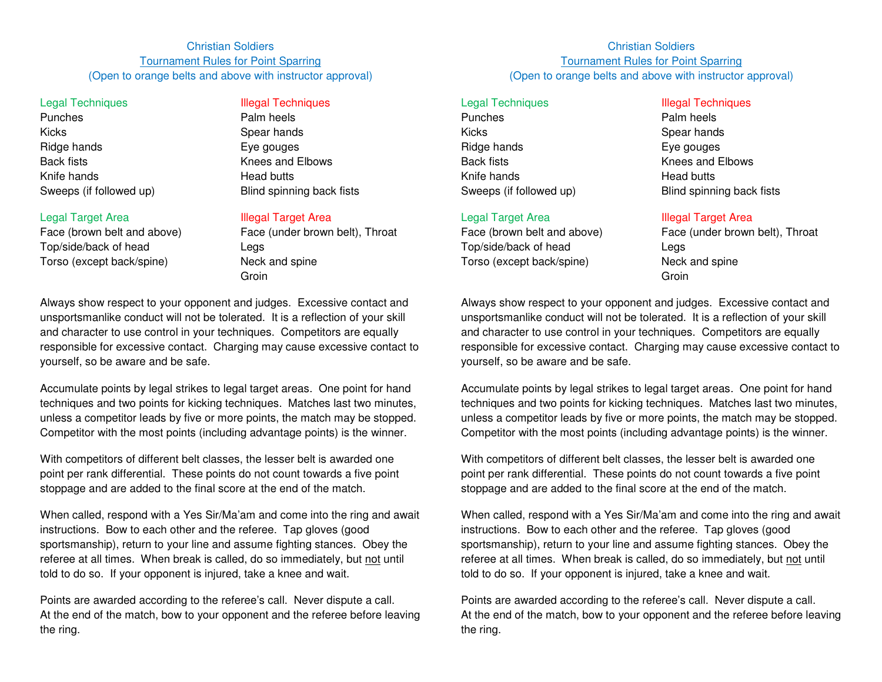# Christian Soldiers

## Tournament Rules for Point Sparring

(Open to orange belts and above with instructor approval)

| Legal Techniques | Illegal Techniques |
|---|---|
| Punches | Palm heels |
| Kicks | Spear hands |
| Ridge hands | Eye gouges |
| Back fists | Knees and Elbows |
| Knife hands | Head butts |
| Sweeps (if followed up) | Blind spinning back fists |

| Legal Target Area | Illegal Target Area |
|---|---|
| Face (brown belt and above) | Face (under brown belt), Throat |
| Top/side/back of head | Legs |
| Torso (except back/spine) | Neck and spine |
| | Groin |

Always show respect to your opponent and judges. Excessive contact and unsportsmanlike conduct will not be tolerated. It is a reflection of your skill and character to use control in your techniques. Competitors are equally responsible for excessive contact. Charging may cause excessive contact to yourself, so be aware and be safe.

Accumulate points by legal strikes to legal target areas. One point for hand techniques and two points for kicking techniques. Matches last two minutes, unless a competitor leads by five or more points, the match may be stopped. Competitor with the most points (including advantage points) is the winner.

With competitors of different belt classes, the lesser belt is awarded one point per rank differential. These points do not count towards a five point stoppage and are added to the final score at the end of the match.

When called, respond with a Yes Sir/Ma'am and come into the ring and await instructions. Bow to each other and the referee. Tap gloves (good sportsmanship), return to your line and assume fighting stances. Obey the referee at all times. When break is called, do so immediately, but <u>not</u> until told to do so. If your opponent is injured, take a knee and wait.

Points are awarded according to the referee's call. Never dispute a call. At the end of the match, bow to your opponent and the referee before leaving the ring.

# Christian Soldiers

## Tournament Rules for Point Sparring

(Open to orange belts and above with instructor approval)

| Legal Techniques | Illegal Techniques |
|---|---|
| Punches | Palm heels |
| Kicks | Spear hands |
| Ridge hands | Eye gouges |
| Back fists | Knees and Elbows |
| Knife hands | Head butts |
| Sweeps (if followed up) | Blind spinning back fists |

| Legal Target Area | Illegal Target Area |
|---|---|
| Face (brown belt and above) | Face (under brown belt), Throat |
| Top/side/back of head | Legs |
| Torso (except back/spine) | Neck and spine |
| | Groin |

Always show respect to your opponent and judges. Excessive contact and unsportsmanlike conduct will not be tolerated. It is a reflection of your skill and character to use control in your techniques. Competitors are equally responsible for excessive contact. Charging may cause excessive contact to yourself, so be aware and be safe.

Accumulate points by legal strikes to legal target areas. One point for hand techniques and two points for kicking techniques. Matches last two minutes, unless a competitor leads by five or more points, the match may be stopped. Competitor with the most points (including advantage points) is the winner.

With competitors of different belt classes, the lesser belt is awarded one point per rank differential. These points do not count towards a five point stoppage and are added to the final score at the end of the match.

When called, respond with a Yes Sir/Ma'am and come into the ring and await instructions. Bow to each other and the referee. Tap gloves (good sportsmanship), return to your line and assume fighting stances. Obey the referee at all times. When break is called, do so immediately, but <u>not</u> until told to do so. If your opponent is injured, take a knee and wait.

Points are awarded according to the referee's call. Never dispute a call. At the end of the match, bow to your opponent and the referee before leaving the ring.